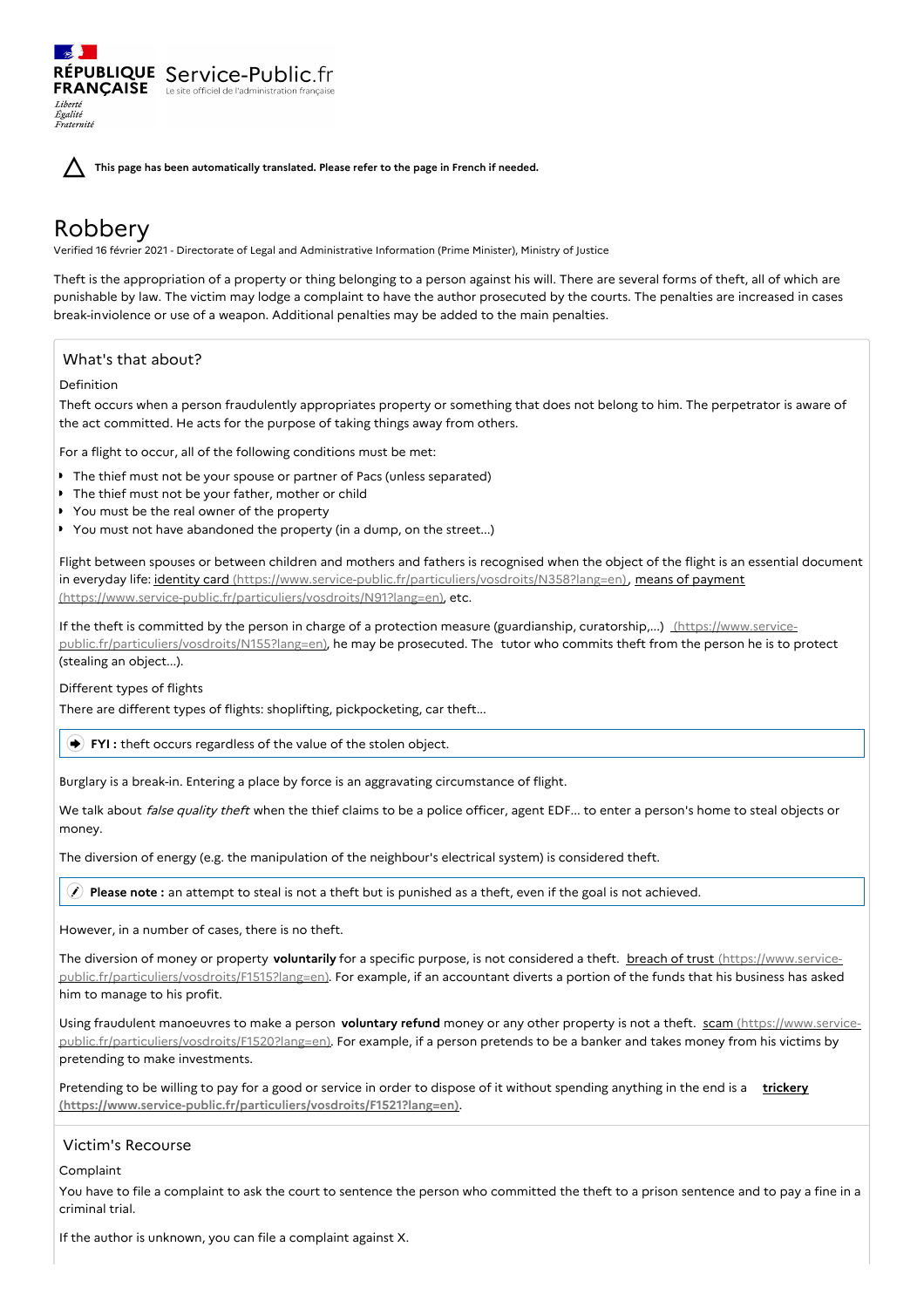RÉPUBLIQUE FRANÇAISE Service-Public.fr
Le site officiel de l'administration française
Liberté
Égalité
Fraternité

**This page has been automatically translated. Please refer to the page in French if needed.**

# Robbery

Verified 16 février 2021 - Directorate of Legal and Administrative Information (Prime Minister), Ministry of Justice

Theft is the appropriation of a property or thing belonging to a person against his will. There are several forms of theft, all of which are punishable by law. The victim may lodge a complaint to have the author prosecuted by the courts. The penalties are increased in cases break-inviolence or use of a weapon. Additional penalties may be added to the main penalties.

## What's that about?

### Definition

Theft occurs when a person fraudulently appropriates property or something that does not belong to him. The perpetrator is aware of the act committed. He acts for the purpose of taking things away from others.

For a flight to occur, all of the following conditions must be met:

- The thief must not be your spouse or partner of Pacs (unless separated)
- The thief must not be your father, mother or child
- You must be the real owner of the property
- You must not have abandoned the property (in a dump, on the street...)

Flight between spouses or between children and mothers and fathers is recognised when the object of the flight is an essential document in everyday life: identity card (https://www.service-public.fr/particuliers/vosdroits/N358?lang=en), means of payment (https://www.service-public.fr/particuliers/vosdroits/N91?lang=en), etc.

If the theft is committed by the person in charge of a protection measure (guardianship, curatorship,...) (https://www.service-public.fr/particuliers/vosdroits/N155?lang=en), he may be prosecuted. The tutor who commits theft from the person he is to protect (stealing an object...).

### Different types of flights

There are different types of flights: shoplifting, pickpocketing, car theft...

**FYI :** theft occurs regardless of the value of the stolen object.

Burglary is a break-in. Entering a place by force is an aggravating circumstance of flight.

We talk about *false quality theft* when the thief claims to be a police officer, agent EDF... to enter a person's home to steal objects or money.

The diversion of energy (e.g. the manipulation of the neighbour's electrical system) is considered theft.

**Please note :** an attempt to steal is not a theft but is punished as a theft, even if the goal is not achieved.

However, in a number of cases, there is no theft.

The diversion of money or property **voluntarily** for a specific purpose, is not considered a theft. breach of trust (https://www.service-public.fr/particuliers/vosdroits/F1515?lang=en). For example, if an accountant diverts a portion of the funds that his business has asked him to manage to his profit.

Using fraudulent manoeuvres to make a person **voluntary refund** money or any other property is not a theft. scam (https://www.service-public.fr/particuliers/vosdroits/F1520?lang=en). For example, if a person pretends to be a banker and takes money from his victims by pretending to make investments.

Pretending to be willing to pay for a good or service in order to dispose of it without spending anything in the end is a **trickery (https://www.service-public.fr/particuliers/vosdroits/F1521?lang=en)**.

## Victim's Recourse

### Complaint

You have to file a complaint to ask the court to sentence the person who committed the theft to a prison sentence and to pay a fine in a criminal trial.

If the author is unknown, you can file a complaint against X.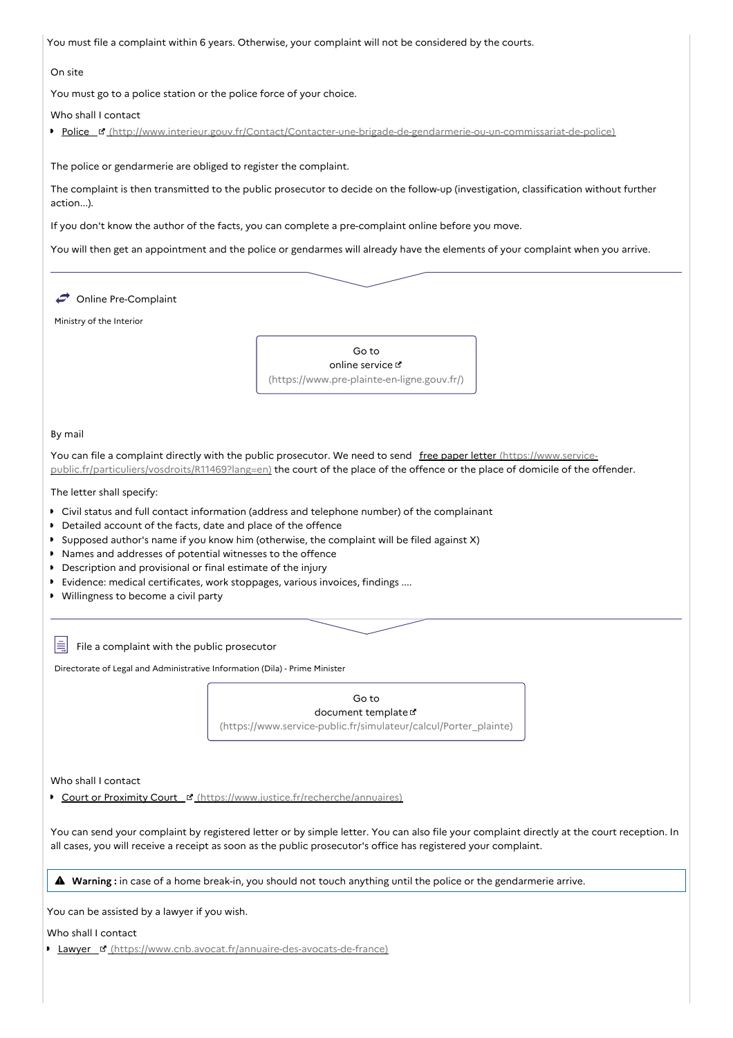You must file a complaint within 6 years. Otherwise, your complaint will not be considered by the courts.

On site

You must go to a police station or the police force of your choice.

Who shall I contact

- Police (http://www.interieur.gouv.fr/Contact/Contacter-une-brigade-de-gendarmerie-ou-un-commissariat-de-police)

The police or gendarmerie are obliged to register the complaint.

The complaint is then transmitted to the public prosecutor to decide on the follow-up (investigation, classification without further action...).

If you don't know the author of the facts, you can complete a pre-complaint online before you move.

You will then get an appointment and the police or gendarmes will already have the elements of your complaint when you arrive.

Online Pre-Complaint

Ministry of the Interior

Go to online service (https://www.pre-plainte-en-ligne.gouv.fr/)

By mail

You can file a complaint directly with the public prosecutor. We need to send free paper letter (https://www.service-public.fr/particuliers/vosdroits/R11469?lang=en) the court of the place of the offence or the place of domicile of the offender.

The letter shall specify:

- Civil status and full contact information (address and telephone number) of the complainant
- Detailed account of the facts, date and place of the offence
- Supposed author's name if you know him (otherwise, the complaint will be filed against X)
- Names and addresses of potential witnesses to the offence
- Description and provisional or final estimate of the injury
- Evidence: medical certificates, work stoppages, various invoices, findings ....
- Willingness to become a civil party

File a complaint with the public prosecutor

Directorate of Legal and Administrative Information (Dila) - Prime Minister

Go to document template (https://www.service-public.fr/simulateur/calcul/Porter_plainte)

Who shall I contact

- Court or Proximity Court (https://www.justice.fr/recherche/annuaires)

You can send your complaint by registered letter or by simple letter. You can also file your complaint directly at the court reception. In all cases, you will receive a receipt as soon as the public prosecutor's office has registered your complaint.

**Warning :** in case of a home break-in, you should not touch anything until the police or the gendarmerie arrive.

You can be assisted by a lawyer if you wish.

Who shall I contact

- Lawyer (https://www.cnb.avocat.fr/annuaire-des-avocats-de-france)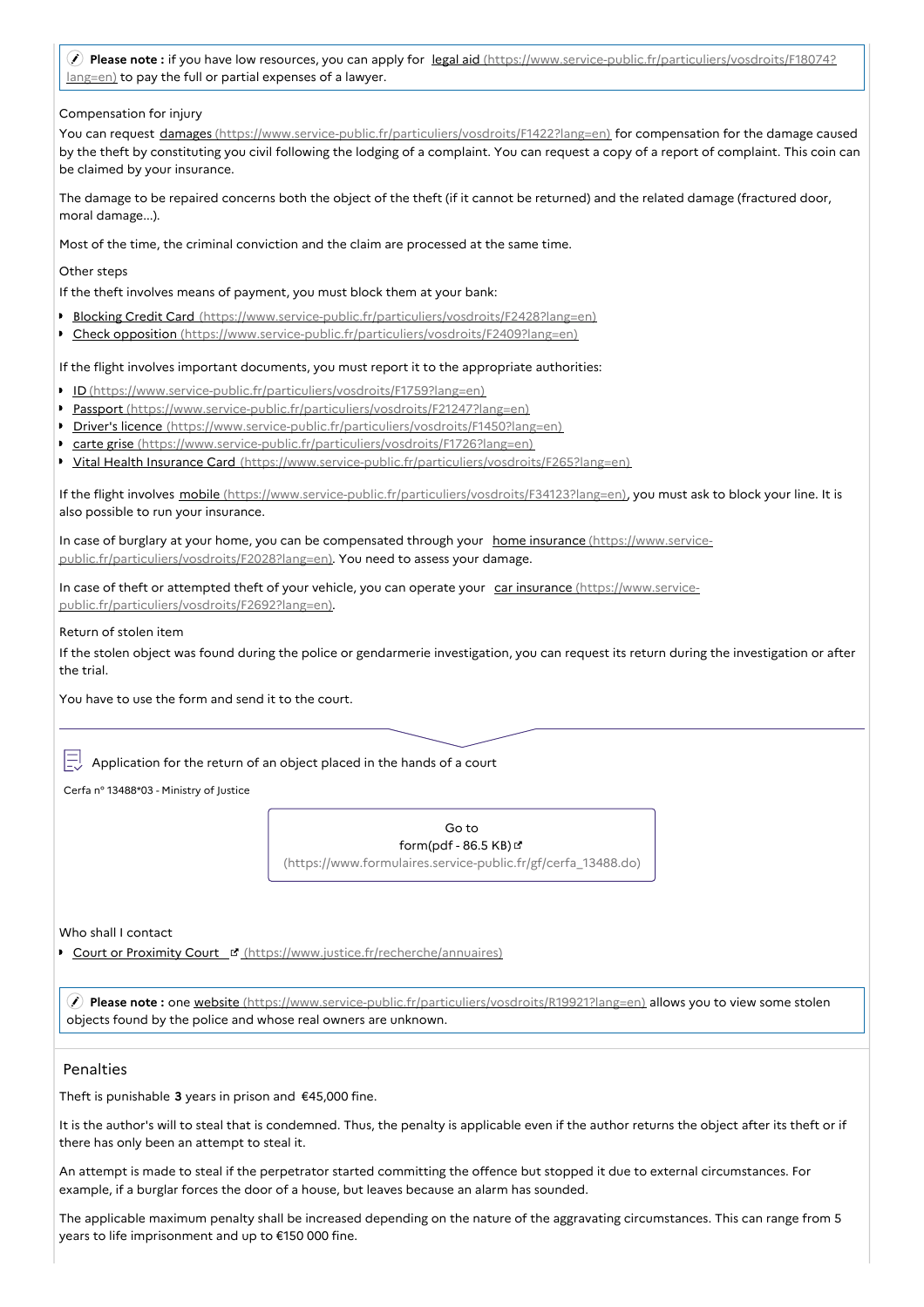**Please note :** if you have low resources, you can apply for [legal aid (https://www.service-public.fr/particuliers/vosdroits/F18074?lang=en)] to pay the full or partial expenses of a lawyer.

Compensation for injury

You can request [damages (https://www.service-public.fr/particuliers/vosdroits/F1422?lang=en)] for compensation for the damage caused by the theft by constituting you civil following the lodging of a complaint. You can request a copy of a report of complaint. This coin can be claimed by your insurance.

The damage to be repaired concerns both the object of the theft (if it cannot be returned) and the related damage (fractured door, moral damage...).

Most of the time, the criminal conviction and the claim are processed at the same time.

Other steps

If the theft involves means of payment, you must block them at your bank:

- Blocking Credit Card (https://www.service-public.fr/particuliers/vosdroits/F2428?lang=en)
- Check opposition (https://www.service-public.fr/particuliers/vosdroits/F2409?lang=en)

If the flight involves important documents, you must report it to the appropriate authorities:

- ID (https://www.service-public.fr/particuliers/vosdroits/F1759?lang=en)
- Passport (https://www.service-public.fr/particuliers/vosdroits/F21247?lang=en)
- Driver's licence (https://www.service-public.fr/particuliers/vosdroits/F1450?lang=en)
- carte grise (https://www.service-public.fr/particuliers/vosdroits/F1726?lang=en)
- Vital Health Insurance Card (https://www.service-public.fr/particuliers/vosdroits/F265?lang=en)

If the flight involves mobile (https://www.service-public.fr/particuliers/vosdroits/F34123?lang=en), you must ask to block your line. It is also possible to run your insurance.

In case of burglary at your home, you can be compensated through your home insurance (https://www.service-public.fr/particuliers/vosdroits/F2028?lang=en). You need to assess your damage.

In case of theft or attempted theft of your vehicle, you can operate your car insurance (https://www.service-public.fr/particuliers/vosdroits/F2692?lang=en).

Return of stolen item

If the stolen object was found during the police or gendarmerie investigation, you can request its return during the investigation or after the trial.

You have to use the form and send it to the court.

Application for the return of an object placed in the hands of a court

Cerfa n° 13488*03 - Ministry of Justice

Go to form(pdf - 86.5 KB) (https://www.formulaires.service-public.fr/gf/cerfa_13488.do)

Who shall I contact

- Court or Proximity Court (https://www.justice.fr/recherche/annuaires)

**Please note :** one website (https://www.service-public.fr/particuliers/vosdroits/R19921?lang=en) allows you to view some stolen objects found by the police and whose real owners are unknown.

## Penalties

Theft is punishable **3** years in prison and €45,000 fine.

It is the author's will to steal that is condemned. Thus, the penalty is applicable even if the author returns the object after its theft or if there has only been an attempt to steal it.

An attempt is made to steal if the perpetrator started committing the offence but stopped it due to external circumstances. For example, if a burglar forces the door of a house, but leaves because an alarm has sounded.

The applicable maximum penalty shall be increased depending on the nature of the aggravating circumstances. This can range from 5 years to life imprisonment and up to €150 000 fine.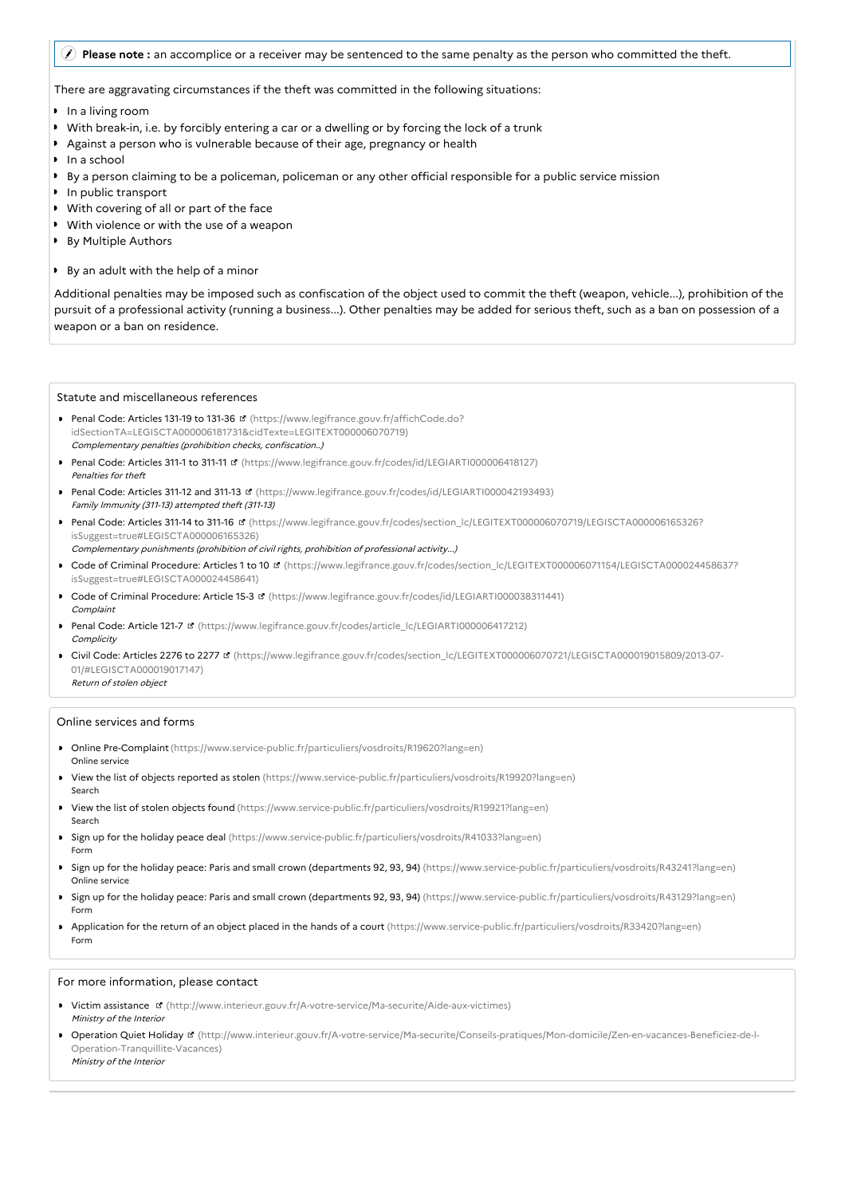**Please note :** an accomplice or a receiver may be sentenced to the same penalty as the person who committed the theft.

There are aggravating circumstances if the theft was committed in the following situations:

- In a living room
- With break-in, i.e. by forcibly entering a car or a dwelling or by forcing the lock of a trunk
- Against a person who is vulnerable because of their age, pregnancy or health
- In a school
- By a person claiming to be a policeman, policeman or any other official responsible for a public service mission
- In public transport
- With covering of all or part of the face
- With violence or with the use of a weapon
- By Multiple Authors
- By an adult with the help of a minor

Additional penalties may be imposed such as confiscation of the object used to commit the theft (weapon, vehicle...), prohibition of the pursuit of a professional activity (running a business...). Other penalties may be added for serious theft, such as a ban on possession of a weapon or a ban on residence.

## Statute and miscellaneous references

- Penal Code: Articles 131-19 to 131-36 (https://www.legifrance.gouv.fr/affichCode.do?idSectionTA=LEGISCTA000006181731&cidTexte=LEGITEXT000006070719)
  *Complementary penalties (prohibition checks, confiscation..)*
- Penal Code: Articles 311-1 to 311-11 (https://www.legifrance.gouv.fr/codes/id/LEGIARTI000006418127)
  *Penalties for theft*
- Penal Code: Articles 311-12 and 311-13 (https://www.legifrance.gouv.fr/codes/id/LEGIARTI000042193493)
  *Family Immunity (311-13) attempted theft (311-13)*
- Penal Code: Articles 311-14 to 311-16 (https://www.legifrance.gouv.fr/codes/section_lc/LEGITEXT000006070719/LEGISCTA000006165326?isSuggest=true#LEGISCTA000006165326)
  *Complementary punishments (prohibition of civil rights, prohibition of professional activity...)*
- Code of Criminal Procedure: Articles 1 to 10 (https://www.legifrance.gouv.fr/codes/section_lc/LEGITEXT000006071154/LEGISCTA000024458637?isSuggest=true#LEGISCTA000024458641)
- Code of Criminal Procedure: Article 15-3 (https://www.legifrance.gouv.fr/codes/id/LEGIARTI000038311441)
  *Complaint*
- Penal Code: Article 121-7 (https://www.legifrance.gouv.fr/codes/article_lc/LEGIARTI000006417212)
  *Complicity*
- Civil Code: Articles 2276 to 2277 (https://www.legifrance.gouv.fr/codes/section_lc/LEGITEXT000006070721/LEGISCTA000019015809/2013-07-01/#LEGISCTA000019017147)
  *Return of stolen object*

## Online services and forms

- Online Pre-Complaint (https://www.service-public.fr/particuliers/vosdroits/R19620?lang=en)
  Online service
- View the list of objects reported as stolen (https://www.service-public.fr/particuliers/vosdroits/R19920?lang=en)
  Search
- View the list of stolen objects found (https://www.service-public.fr/particuliers/vosdroits/R19921?lang=en)
  Search
- Sign up for the holiday peace deal (https://www.service-public.fr/particuliers/vosdroits/R41033?lang=en)
  Form
- Sign up for the holiday peace: Paris and small crown (departments 92, 93, 94) (https://www.service-public.fr/particuliers/vosdroits/R43241?lang=en)
  Online service
- Sign up for the holiday peace: Paris and small crown (departments 92, 93, 94) (https://www.service-public.fr/particuliers/vosdroits/R43129?lang=en)
  Form
- Application for the return of an object placed in the hands of a court (https://www.service-public.fr/particuliers/vosdroits/R33420?lang=en)
  Form

## For more information, please contact

- Victim assistance (http://www.interieur.gouv.fr/A-votre-service/Ma-securite/Aide-aux-victimes)
  *Ministry of the Interior*
- Operation Quiet Holiday (http://www.interieur.gouv.fr/A-votre-service/Ma-securite/Conseils-pratiques/Mon-domicile/Zen-en-vacances-Beneficiez-de-l-Operation-Tranquillite-Vacances)
  *Ministry of the Interior*